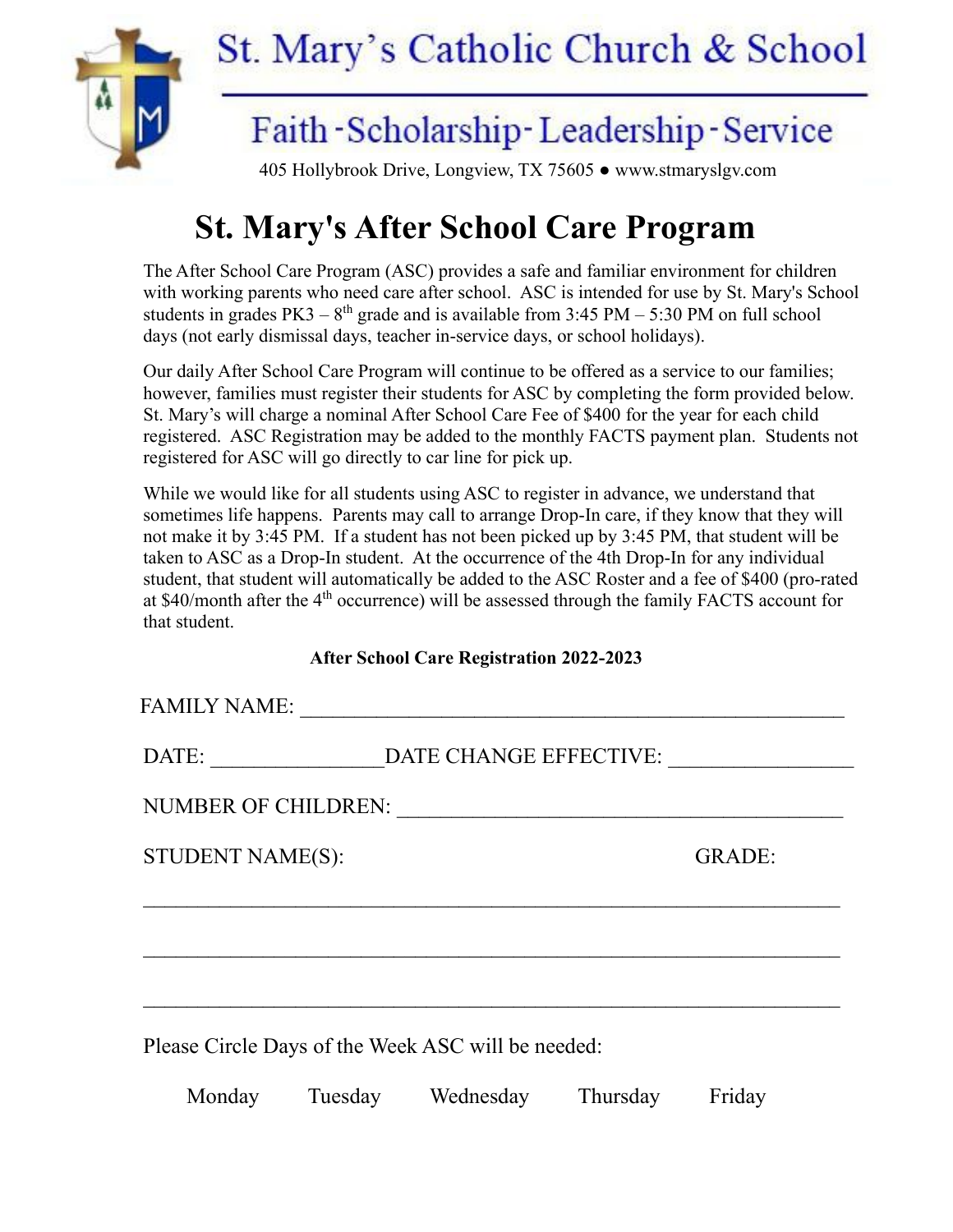# St. Mary's Catholic Church & School

Faith - Scholarship - Leadership - Service

405 Hollybrook Drive, Longview, TX 75605 ● www.stmaryslgv.com

## St. Mary's After School Care Program

The After School Care Program (ASC) provides a safe and familiar environment for children with working parents who need care after school. ASC is intended for use by St. Mary's School students in grades PK3 – 8th grade and is available from 3:45 PM – 5:30 PM on full school days (not early dismissal days, teacher in-service days, or school holidays).

Our daily After School Care Program will continue to be offered as a service to our families; however, families must register their students for ASC by completing the form provided below. St. Mary's will charge a nominal After School Care Fee of $400 for the year for each child registered. ASC Registration may be added to the monthly FACTS payment plan. Students not registered for ASC will go directly to car line for pick up.

While we would like for all students using ASC to register in advance, we understand that sometimes life happens. Parents may call to arrange Drop-In care, if they know that they will not make it by 3:45 PM. If a student has not been picked up by 3:45 PM, that student will be taken to ASC as a Drop-In student. At the occurrence of the 4th Drop-In for any individual student, that student will automatically be added to the ASC Roster and a fee of $400 (pro-rated at $40/month after the 4th occurrence) will be assessed through the family FACTS account for that student.

**After School Care Registration 2022-2023**

FAMILY NAME: ____________________________________________________

DATE: ________________ DATE CHANGE EFFECTIVE: _________________

NUMBER OF CHILDREN: __________________________________________

STUDENT NAME(S): GRADE:

_________________________________________________________________

_________________________________________________________________

_________________________________________________________________

Please Circle Days of the Week ASC will be needed:

Monday Tuesday Wednesday Thursday Friday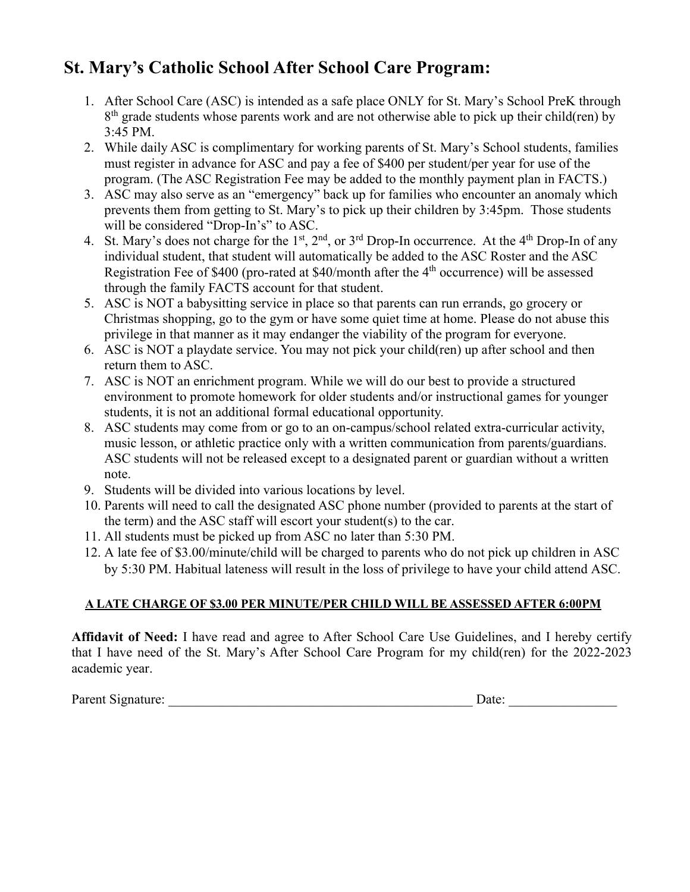# St. Mary's Catholic School After School Care Program:

1. After School Care (ASC) is intended as a safe place ONLY for St. Mary's School PreK through 8th grade students whose parents work and are not otherwise able to pick up their child(ren) by 3:45 PM.
2. While daily ASC is complimentary for working parents of St. Mary's School students, families must register in advance for ASC and pay a fee of $400 per student/per year for use of the program. (The ASC Registration Fee may be added to the monthly payment plan in FACTS.)
3. ASC may also serve as an "emergency" back up for families who encounter an anomaly which prevents them from getting to St. Mary's to pick up their children by 3:45pm. Those students will be considered "Drop-In's" to ASC.
4. St. Mary's does not charge for the 1st, 2nd, or 3rd Drop-In occurrence. At the 4th Drop-In of any individual student, that student will automatically be added to the ASC Roster and the ASC Registration Fee of $400 (pro-rated at $40/month after the 4th occurrence) will be assessed through the family FACTS account for that student.
5. ASC is NOT a babysitting service in place so that parents can run errands, go grocery or Christmas shopping, go to the gym or have some quiet time at home. Please do not abuse this privilege in that manner as it may endanger the viability of the program for everyone.
6. ASC is NOT a playdate service. You may not pick your child(ren) up after school and then return them to ASC.
7. ASC is NOT an enrichment program. While we will do our best to provide a structured environment to promote homework for older students and/or instructional games for younger students, it is not an additional formal educational opportunity.
8. ASC students may come from or go to an on-campus/school related extra-curricular activity, music lesson, or athletic practice only with a written communication from parents/guardians. ASC students will not be released except to a designated parent or guardian without a written note.
9. Students will be divided into various locations by level.
10. Parents will need to call the designated ASC phone number (provided to parents at the start of the term) and the ASC staff will escort your student(s) to the car.
11. All students must be picked up from ASC no later than 5:30 PM.
12. A late fee of $3.00/minute/child will be charged to parents who do not pick up children in ASC by 5:30 PM. Habitual lateness will result in the loss of privilege to have your child attend ASC.

**<u>A LATE CHARGE OF $3.00 PER MINUTE/PER CHILD WILL BE ASSESSED AFTER 6:00PM</u>**

**Affidavit of Need:** I have read and agree to After School Care Use Guidelines, and I hereby certify that I have need of the St. Mary's After School Care Program for my child(ren) for the 2022-2023 academic year.

Parent Signature: ______________________________________________ Date: _______________